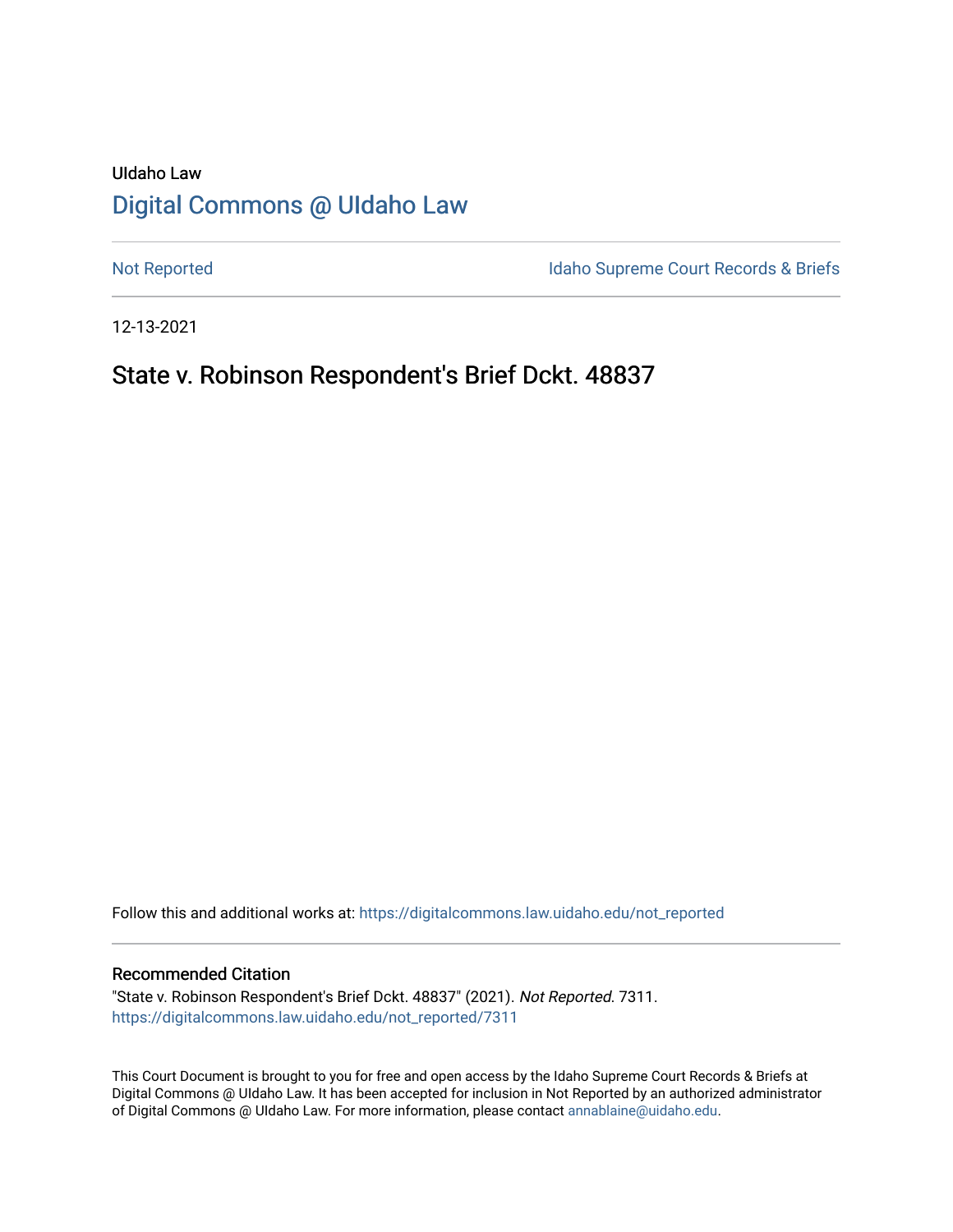UIdaho Law

# Digital Commons @ UIdaho Law

Not Reported

Idaho Supreme Court Records & Briefs

12-13-2021

## State v. Robinson Respondent's Brief Dckt. 48837

Follow this and additional works at: https://digitalcommons.law.uidaho.edu/not_reported

### Recommended Citation

"State v. Robinson Respondent's Brief Dckt. 48837" (2021). *Not Reported*. 7311.
https://digitalcommons.law.uidaho.edu/not_reported/7311

This Court Document is brought to you for free and open access by the Idaho Supreme Court Records & Briefs at Digital Commons @ UIdaho Law. It has been accepted for inclusion in Not Reported by an authorized administrator of Digital Commons @ UIdaho Law. For more information, please contact annablaine@uidaho.edu.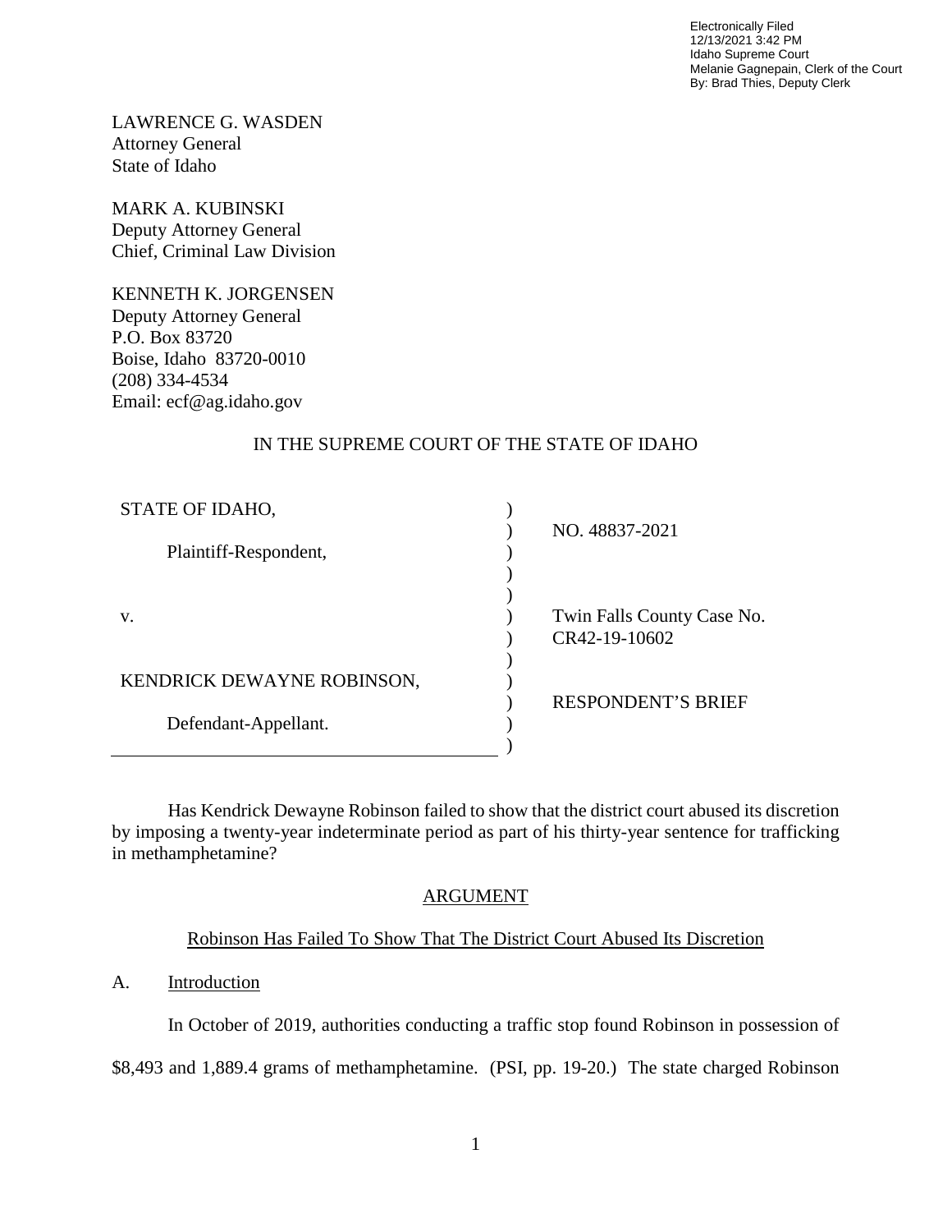Electronically Filed
12/13/2021 3:42 PM
Idaho Supreme Court
Melanie Gagnepain, Clerk of the Court
By: Brad Thies, Deputy Clerk

LAWRENCE G. WASDEN
Attorney General
State of Idaho

MARK A. KUBINSKI
Deputy Attorney General
Chief, Criminal Law Division

KENNETH K. JORGENSEN
Deputy Attorney General
P.O. Box 83720
Boise, Idaho 83720-0010
(208) 334-4534
Email: ecf@ag.idaho.gov

IN THE SUPREME COURT OF THE STATE OF IDAHO

| | | |
|---|---|---|
| STATE OF IDAHO, | ) | NO. 48837-2021 |
| Plaintiff-Respondent, | ) | |
| | ) | |
| v. | ) | Twin Falls County Case No. CR42-19-10602 |
| | ) | |
| KENDRICK DEWAYNE ROBINSON, | ) | RESPONDENT'S BRIEF |
| Defendant-Appellant. | ) | |

Has Kendrick Dewayne Robinson failed to show that the district court abused its discretion by imposing a twenty-year indeterminate period as part of his thirty-year sentence for trafficking in methamphetamine?

## ARGUMENT

### Robinson Has Failed To Show That The District Court Abused Its Discretion

A. Introduction

In October of 2019, authorities conducting a traffic stop found Robinson in possession of $8,493 and 1,889.4 grams of methamphetamine. (PSI, pp. 19-20.) The state charged Robinson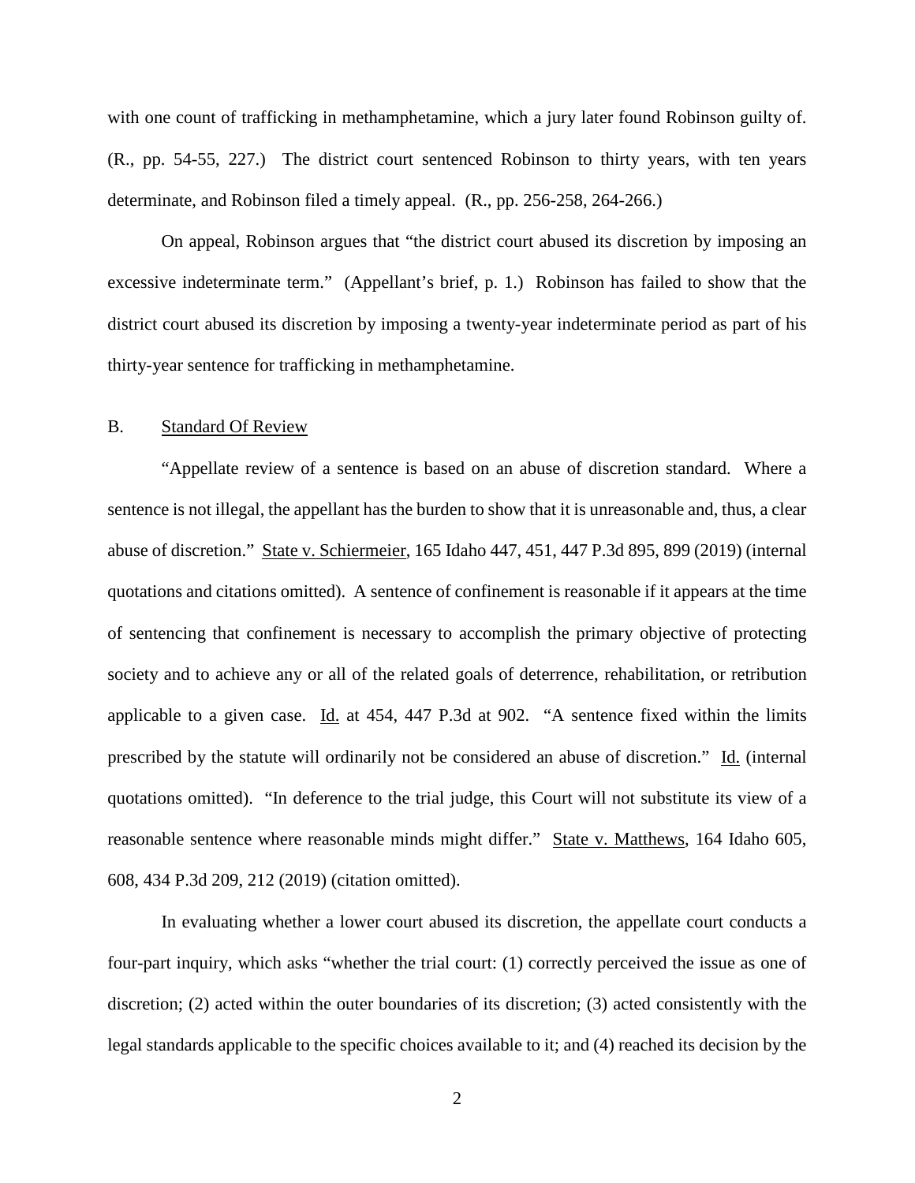with one count of trafficking in methamphetamine, which a jury later found Robinson guilty of. (R., pp. 54-55, 227.) The district court sentenced Robinson to thirty years, with ten years determinate, and Robinson filed a timely appeal. (R., pp. 256-258, 264-266.)

On appeal, Robinson argues that "the district court abused its discretion by imposing an excessive indeterminate term." (Appellant's brief, p. 1.) Robinson has failed to show that the district court abused its discretion by imposing a twenty-year indeterminate period as part of his thirty-year sentence for trafficking in methamphetamine.

### B. Standard Of Review

"Appellate review of a sentence is based on an abuse of discretion standard. Where a sentence is not illegal, the appellant has the burden to show that it is unreasonable and, thus, a clear abuse of discretion." State v. Schiermeier, 165 Idaho 447, 451, 447 P.3d 895, 899 (2019) (internal quotations and citations omitted). A sentence of confinement is reasonable if it appears at the time of sentencing that confinement is necessary to accomplish the primary objective of protecting society and to achieve any or all of the related goals of deterrence, rehabilitation, or retribution applicable to a given case. Id. at 454, 447 P.3d at 902. "A sentence fixed within the limits prescribed by the statute will ordinarily not be considered an abuse of discretion." Id. (internal quotations omitted). "In deference to the trial judge, this Court will not substitute its view of a reasonable sentence where reasonable minds might differ." State v. Matthews, 164 Idaho 605, 608, 434 P.3d 209, 212 (2019) (citation omitted).

In evaluating whether a lower court abused its discretion, the appellate court conducts a four-part inquiry, which asks "whether the trial court: (1) correctly perceived the issue as one of discretion; (2) acted within the outer boundaries of its discretion; (3) acted consistently with the legal standards applicable to the specific choices available to it; and (4) reached its decision by the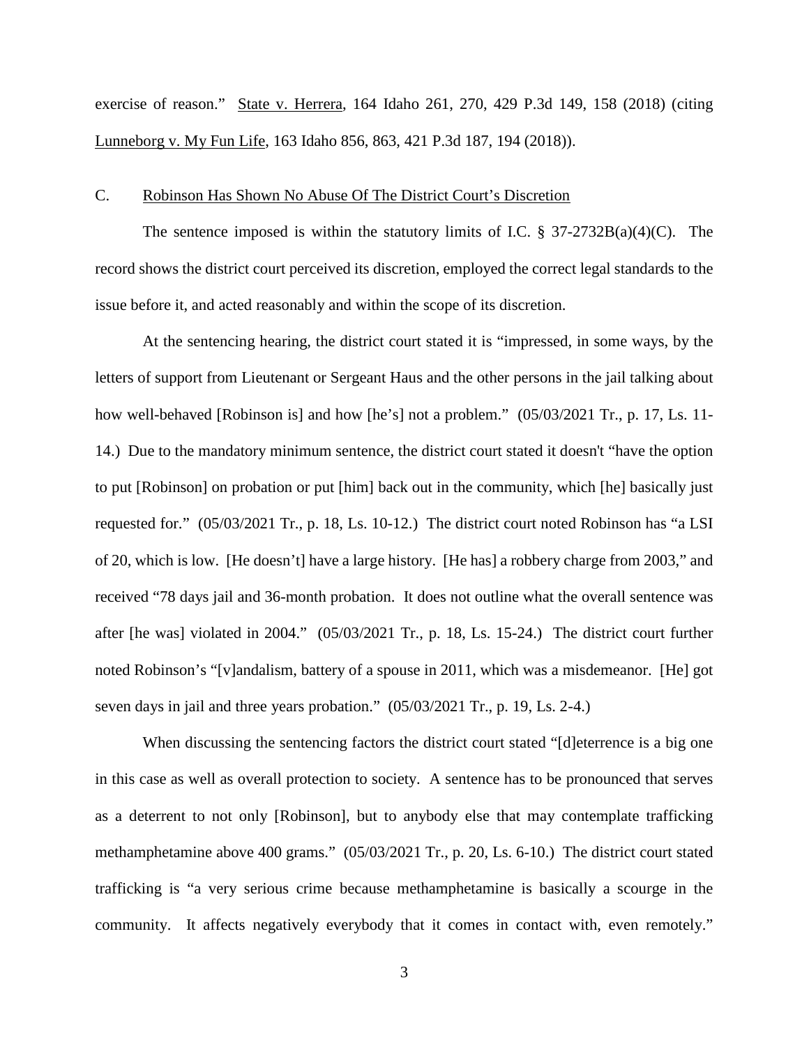exercise of reason." State v. Herrera, 164 Idaho 261, 270, 429 P.3d 149, 158 (2018) (citing Lunneborg v. My Fun Life, 163 Idaho 856, 863, 421 P.3d 187, 194 (2018)).

### C. Robinson Has Shown No Abuse Of The District Court's Discretion

The sentence imposed is within the statutory limits of I.C. § 37-2732B(a)(4)(C). The record shows the district court perceived its discretion, employed the correct legal standards to the issue before it, and acted reasonably and within the scope of its discretion.

At the sentencing hearing, the district court stated it is "impressed, in some ways, by the letters of support from Lieutenant or Sergeant Haus and the other persons in the jail talking about how well-behaved [Robinson is] and how [he's] not a problem." (05/03/2021 Tr., p. 17, Ls. 11-14.) Due to the mandatory minimum sentence, the district court stated it doesn't "have the option to put [Robinson] on probation or put [him] back out in the community, which [he] basically just requested for." (05/03/2021 Tr., p. 18, Ls. 10-12.) The district court noted Robinson has "a LSI of 20, which is low. [He doesn't] have a large history. [He has] a robbery charge from 2003," and received "78 days jail and 36-month probation. It does not outline what the overall sentence was after [he was] violated in 2004." (05/03/2021 Tr., p. 18, Ls. 15-24.) The district court further noted Robinson's "[v]andalism, battery of a spouse in 2011, which was a misdemeanor. [He] got seven days in jail and three years probation." (05/03/2021 Tr., p. 19, Ls. 2-4.)

When discussing the sentencing factors the district court stated "[d]eterrence is a big one in this case as well as overall protection to society. A sentence has to be pronounced that serves as a deterrent to not only [Robinson], but to anybody else that may contemplate trafficking methamphetamine above 400 grams." (05/03/2021 Tr., p. 20, Ls. 6-10.) The district court stated trafficking is "a very serious crime because methamphetamine is basically a scourge in the community. It affects negatively everybody that it comes in contact with, even remotely."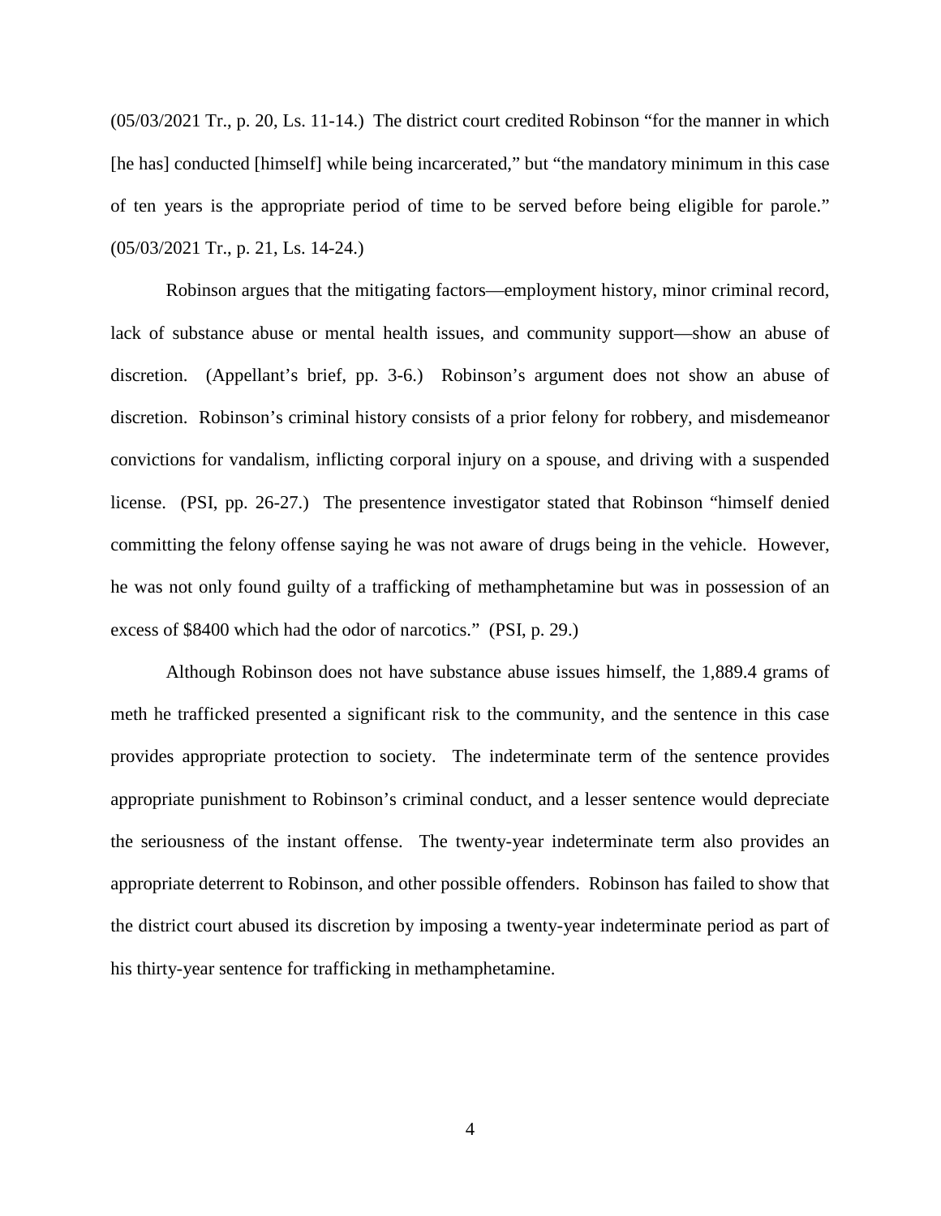(05/03/2021 Tr., p. 20, Ls. 11-14.) The district court credited Robinson "for the manner in which [he has] conducted [himself] while being incarcerated," but "the mandatory minimum in this case of ten years is the appropriate period of time to be served before being eligible for parole." (05/03/2021 Tr., p. 21, Ls. 14-24.)

Robinson argues that the mitigating factors—employment history, minor criminal record, lack of substance abuse or mental health issues, and community support—show an abuse of discretion. (Appellant's brief, pp. 3-6.) Robinson's argument does not show an abuse of discretion. Robinson's criminal history consists of a prior felony for robbery, and misdemeanor convictions for vandalism, inflicting corporal injury on a spouse, and driving with a suspended license. (PSI, pp. 26-27.) The presentence investigator stated that Robinson "himself denied committing the felony offense saying he was not aware of drugs being in the vehicle. However, he was not only found guilty of a trafficking of methamphetamine but was in possession of an excess of $8400 which had the odor of narcotics." (PSI, p. 29.)

Although Robinson does not have substance abuse issues himself, the 1,889.4 grams of meth he trafficked presented a significant risk to the community, and the sentence in this case provides appropriate protection to society. The indeterminate term of the sentence provides appropriate punishment to Robinson's criminal conduct, and a lesser sentence would depreciate the seriousness of the instant offense. The twenty-year indeterminate term also provides an appropriate deterrent to Robinson, and other possible offenders. Robinson has failed to show that the district court abused its discretion by imposing a twenty-year indeterminate period as part of his thirty-year sentence for trafficking in methamphetamine.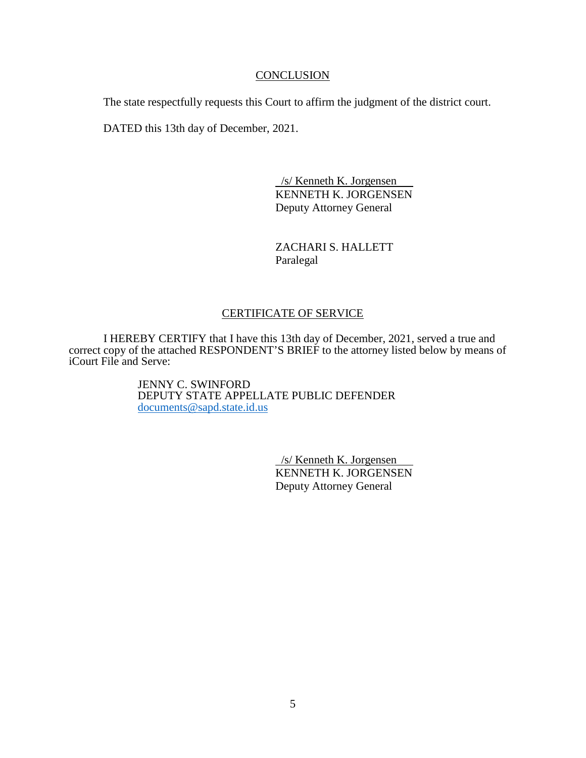## CONCLUSION

The state respectfully requests this Court to affirm the judgment of the district court.

DATED this 13th day of December, 2021.

/s/ Kenneth K. Jorgensen
KENNETH K. JORGENSEN
Deputy Attorney General

ZACHARI S. HALLETT
Paralegal

## CERTIFICATE OF SERVICE

I HEREBY CERTIFY that I have this 13th day of December, 2021, served a true and correct copy of the attached RESPONDENT'S BRIEF to the attorney listed below by means of iCourt File and Serve:

JENNY C. SWINFORD
DEPUTY STATE APPELLATE PUBLIC DEFENDER
documents@sapd.state.id.us

/s/ Kenneth K. Jorgensen
KENNETH K. JORGENSEN
Deputy Attorney General